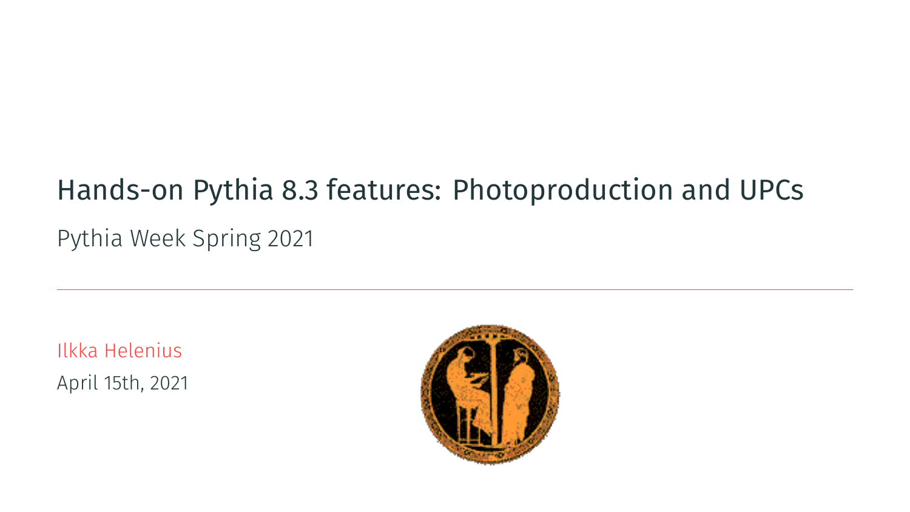# Hands-on Pythia 8.3 features: Photoproduction and UPCs

Pythia Week Spring 2021

Ilkka Helenius

April 15th, 2021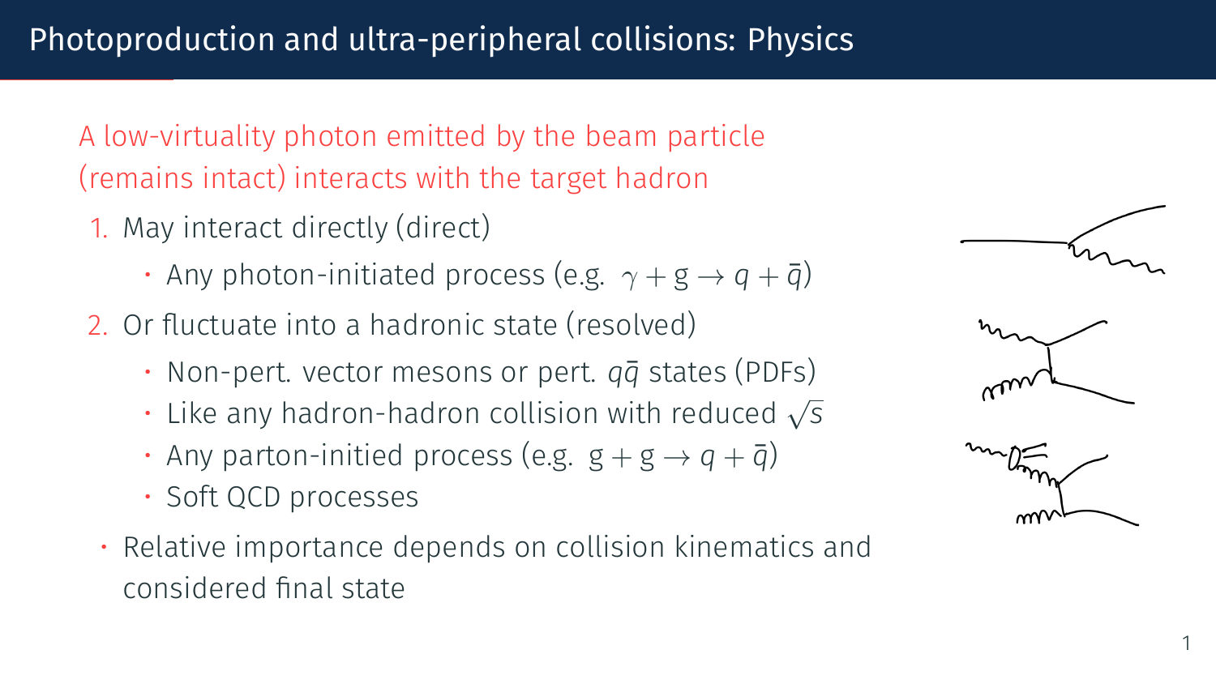# Photoproduction and ultra-peripheral collisions: Physics

A low-virtuality photon emitted by the beam particle (remains intact) interacts with the target hadron

1. May interact directly (direct)
   - Any photon-initiated process (e.g. $\gamma + g \rightarrow q + \bar{q}$)
2. Or fluctuate into a hadronic state (resolved)
   - Non-pert. vector mesons or pert. $q\bar{q}$ states (PDFs)
   - Like any hadron-hadron collision with reduced $\sqrt{s}$
   - Any parton-initied process (e.g. $g + g \rightarrow q + \bar{q}$)
   - Soft QCD processes

- Relative importance depends on collision kinematics and considered final state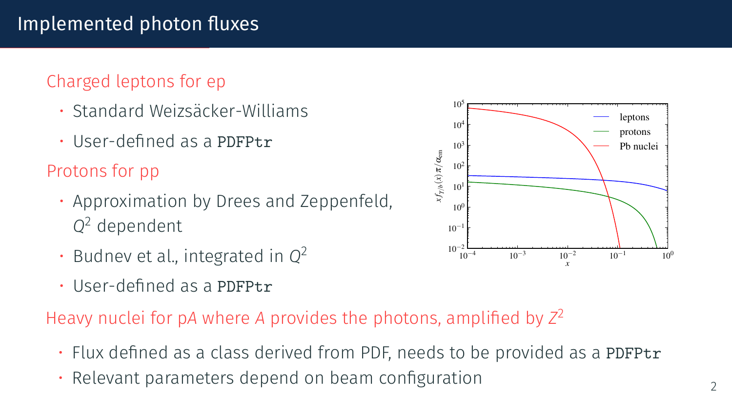# Implemented photon fluxes

Charged leptons for ep

- Standard Weizsäcker-Williams
- User-defined as a `PDFPtr`

Protons for pp

- Approximation by Drees and Zeppenfeld, $Q^2$ dependent
- Budnev et al., integrated in $Q^2$
- User-defined as a `PDFPtr`

Heavy nuclei for p$A$ where $A$ provides the photons, amplified by $Z^2$

- Flux defined as a class derived from PDF, needs to be provided as a `PDFPtr`
- Relevant parameters depend on beam configuration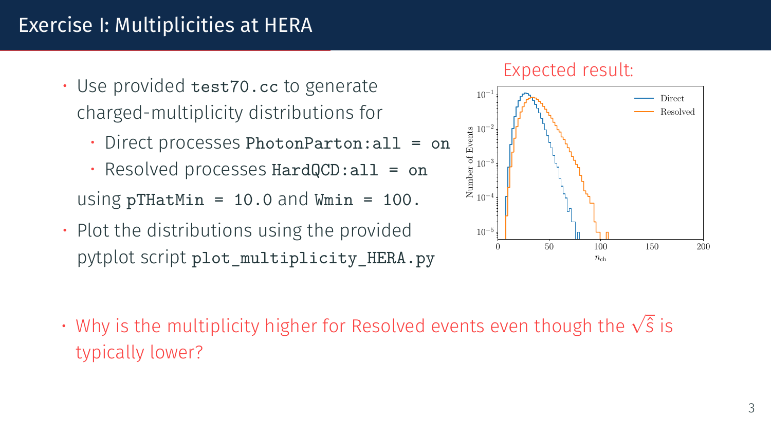# Exercise I: Multiplicities at HERA

- Use provided `test70.cc` to generate charged-multiplicity distributions for
  - Direct processes `PhotonParton:all = on`
  - Resolved processes `HardQCD:all = on`

  using `pTHatMin = 10.0` and `Wmin = 100.`
- Plot the distributions using the provided pytplot script `plot_multiplicity_HERA.py`

Expected result:

- Why is the multiplicity higher for Resolved events even though the $\sqrt{\hat{s}}$ is typically lower?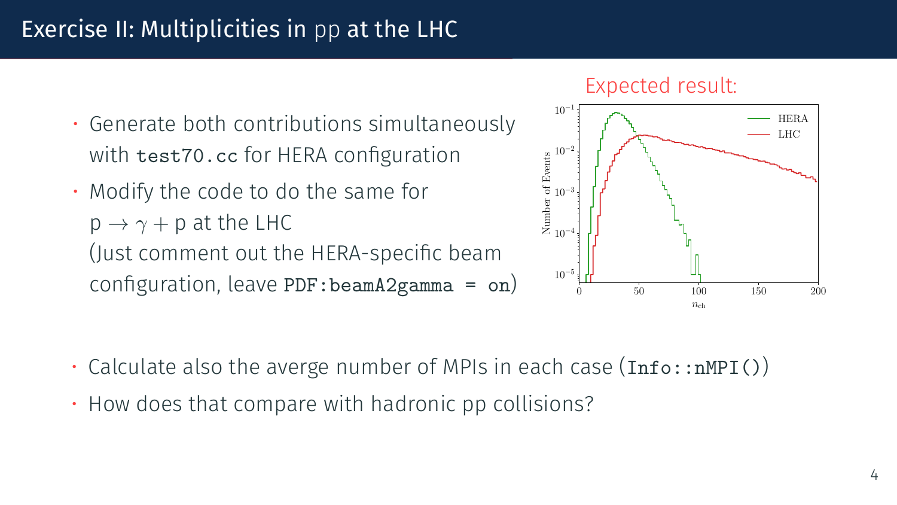# Exercise II: Multiplicities in pp at the LHC

- Generate both contributions simultaneously with `test70.cc` for HERA configuration
- Modify the code to do the same for $\mathrm{p} \rightarrow \gamma + \mathrm{p}$ at the LHC (Just comment out the HERA-specific beam configuration, leave `PDF:beamA2gamma = on`)

Expected result:

- Calculate also the averge number of MPIs in each case (`Info::nMPI()`)
- How does that compare with hadronic pp collisions?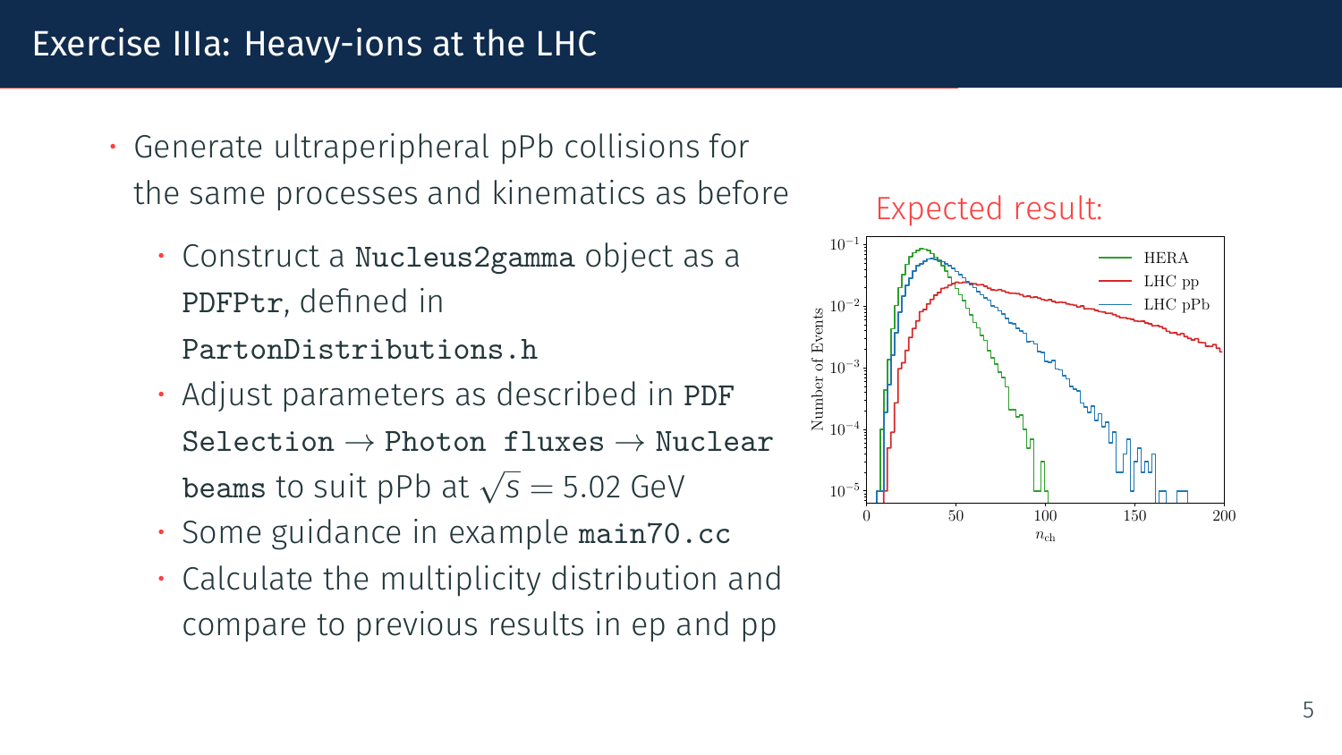# Exercise IIIa: Heavy-ions at the LHC

- Generate ultraperipheral pPb collisions for the same processes and kinematics as before
  - Construct a `Nucleus2gamma` object as a `PDFPtr`, defined in `PartonDistributions.h`
  - Adjust parameters as described in `PDF Selection` $\rightarrow$ `Photon fluxes` $\rightarrow$ `Nuclear beams` to suit pPb at $\sqrt{s} = 5.02$ GeV
  - Some guidance in example `main70.cc`
  - Calculate the multiplicity distribution and compare to previous results in ep and pp

Expected result: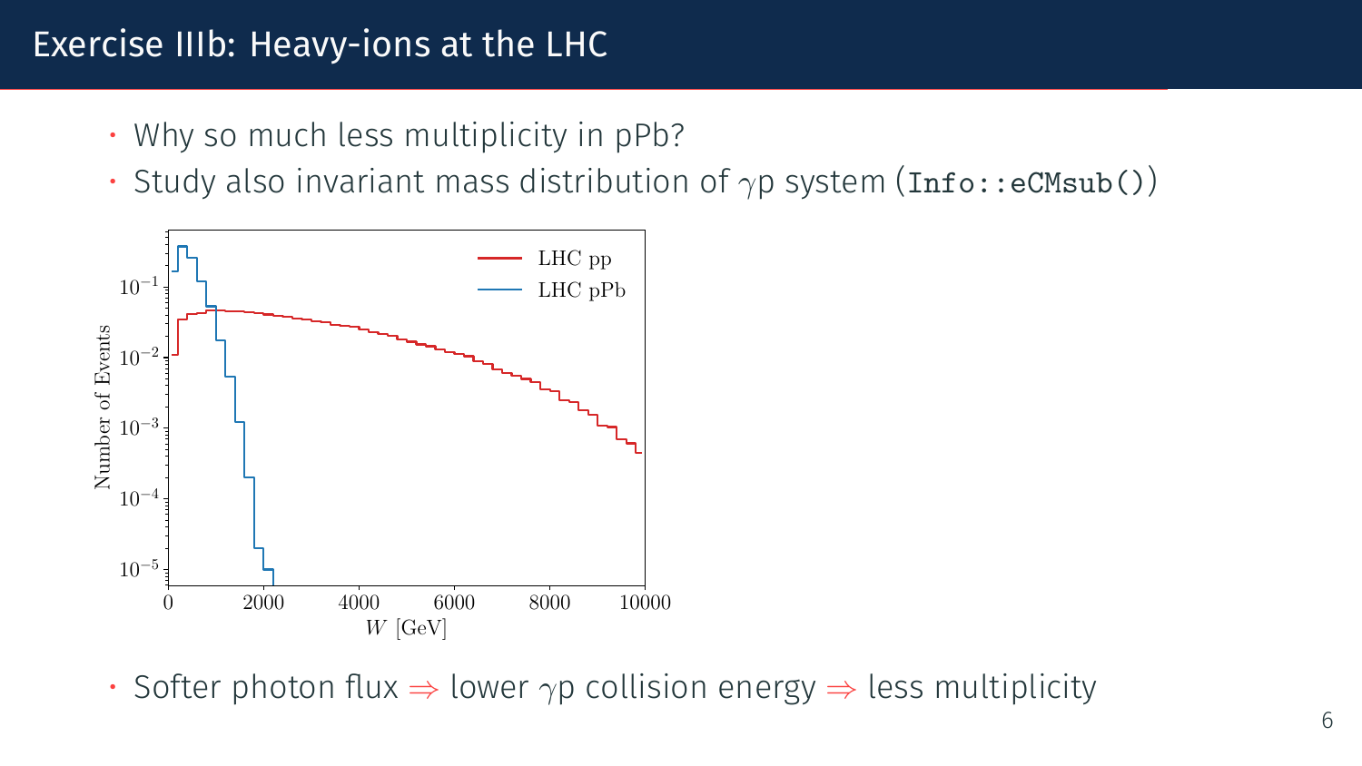# Exercise IIIb: Heavy-ions at the LHC

- Why so much less multiplicity in pPb?
- Study also invariant mass distribution of $\gamma$p system (`Info::eCMsub()`)

- Softer photon flux $\Rightarrow$ lower $\gamma$p collision energy $\Rightarrow$ less multiplicity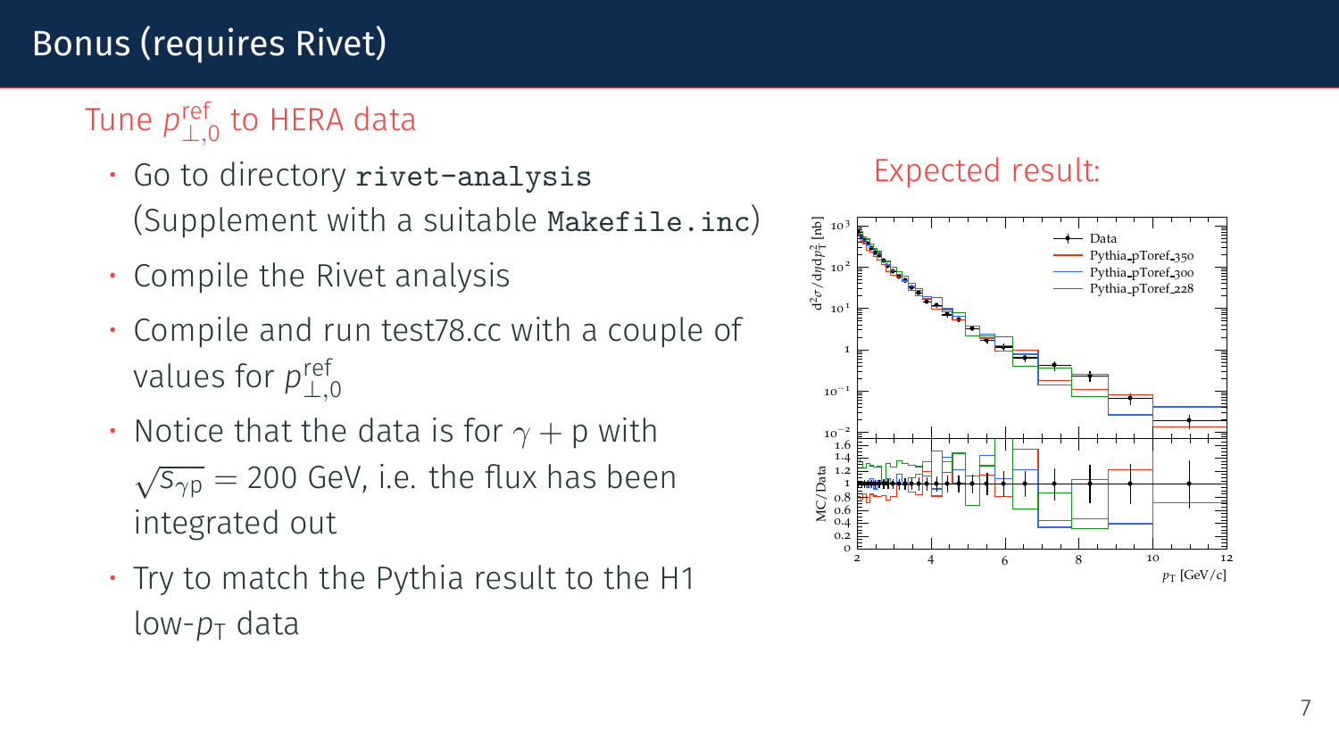# Bonus (requires Rivet)

## Tune $p_{\perp,0}^{\text{ref}}$ to HERA data

- Go to directory `rivet-analysis` (Supplement with a suitable `Makefile.inc`)
- Compile the Rivet analysis
- Compile and run test78.cc with a couple of values for $p_{\perp,0}^{\text{ref}}$
- Notice that the data is for $\gamma + \text{p}$ with $\sqrt{s_{\gamma\text{p}}} = 200$ GeV, i.e. the flux has been integrated out
- Try to match the Pythia result to the H1 low-$p_{\text{T}}$ data

Expected result:

$10^3$
$10^2$
$10^1$
1
$10^{-1}$
$10^{-2}$
$\text{d}^2\sigma/\text{d}\eta\text{d}p_{\text{T}}^2$ [nb]

Data
Pythia_pToref_350
Pythia_pToref_300
Pythia_pToref_228

MC/Data
1.6
1.4
1.2
1
0.8
0.6
0.4
0.2
0

2
4
6
8
10
12
$p_{\text{T}}$ [GeV/c]